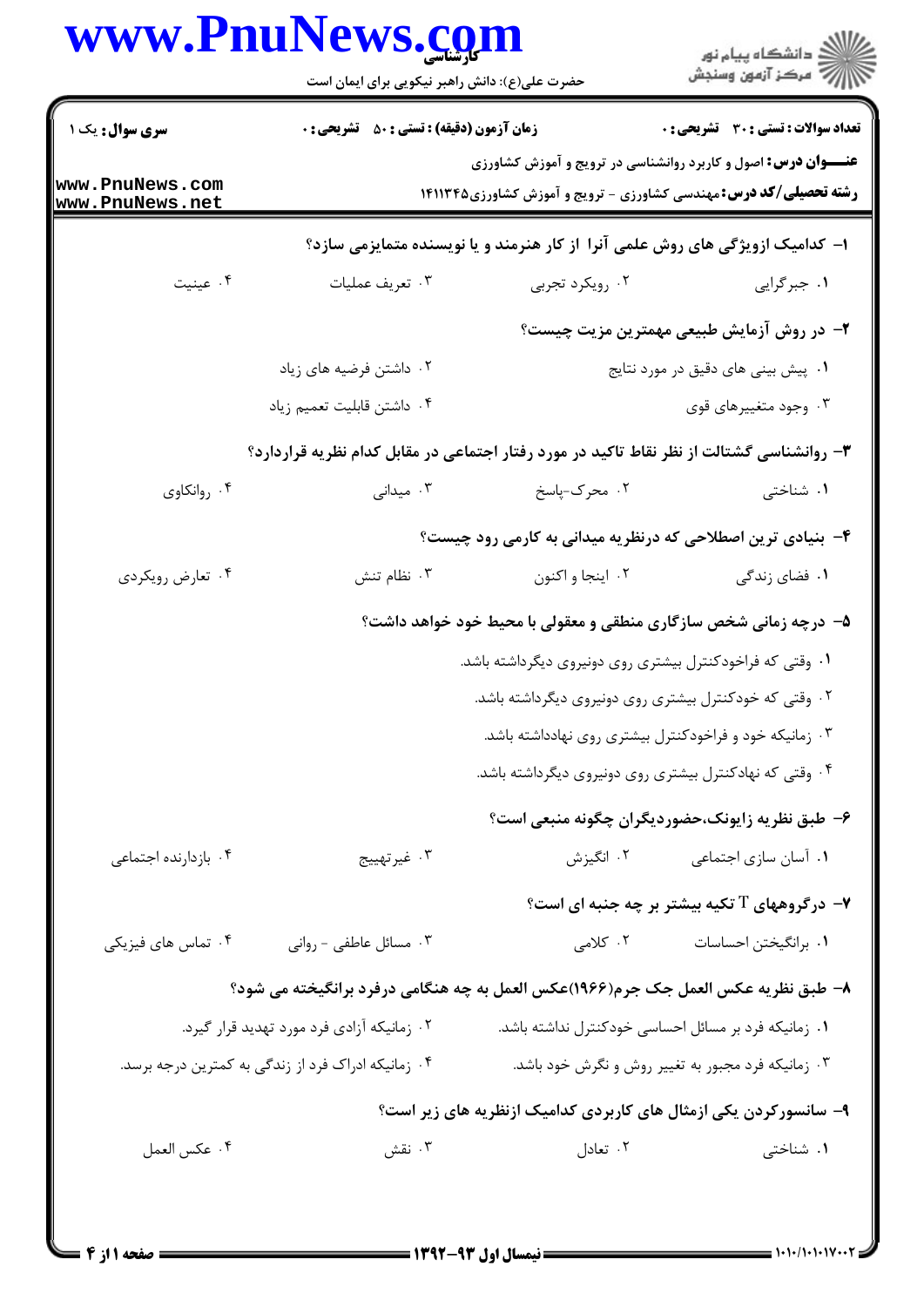سری سوال: یک ۱

زمان آزمون (دقیقه) : تستی : ۵۰ تشریحی : ۰

تعداد سوالات : تستی : ۳۰ تشریحی : ۰

**عنـــوان درس:** اصول و کاربرد روانشناسی در ترویج و آموزش کشاورزی

**رشته تحصیلی/کد درس:** مهندسی کشاورزی - ترویج و آموزش کشاورزی۱۴۱۱۳۴۵

**۱- کدامیک ازویژگی های روش علمی آنرا از کار هنرمند و یا نویسنده متمایزمی سازد؟**

۱. جبرگرایی
۲. رویکرد تجربی
۳. تعریف عملیات
۴. عینیت

**۲- در روش آزمایش طبیعی مهمترین مزیت چیست؟**

۱. پیش بینی های دقیق در مورد نتایج
۲. داشتن فرضیه های زیاد
۳. وجود متغییرهای قوی
۴. داشتن قابلیت تعمیم زیاد

**۳- روانشناسی گشتالت از نظر نقاط تاکید در مورد رفتار اجتماعی در مقابل کدام نظریه قراردارد؟**

۱. شناختی
۲. محرک-پاسخ
۳. میدانی
۴. روانکاوی

**۴- بنیادی ترین اصطلاحی که درنظریه میدانی به کارمی رود چیست؟**

۱. فضای زندگی
۲. اینجا و اکنون
۳. نظام تنش
۴. تعارض رویکردی

**۵- درچه زمانی شخص سازگاری منطقی و معقولی با محیط خود خواهد داشت؟**

۱. وقتی که فراخودکنترل بیشتری روی دونیروی دیگرداشته باشد.
۲. وقتی که خودکنترل بیشتری روی دونیروی دیگرداشته باشد.
۳. زمانیکه خود و فراخودکنترل بیشتری روی نهادداشته باشد.
۴. وقتی که نهادکنترل بیشتری روی دونیروی دیگرداشته باشد.

**۶- طبق نظریه زایونک،حضوردیگران چگونه منبعی است؟**

۱. آسان سازی اجتماعی
۲. انگیزش
۳. غیرتهییج
۴. بازدارنده اجتماعی

**۷- درگروههای T تکیه بیشتر بر چه جنبه ای است؟**

۱. برانگیختن احساسات
۲. کلامی
۳. مسائل عاطفی - روانی
۴. تماس های فیزیکی

**۸- طبق نظریه عکس العمل جک جرم(۱۹۶۶)عکس العمل به چه هنگامی درفرد برانگیخته می شود؟**

۱. زمانیکه فرد بر مسائل احساسی خودکنترل نداشته باشد.
۲. زمانیکه آزادی فرد مورد تهدید قرار گیرد.
۳. زمانیکه فرد مجبور به تغییر روش و نگرش خود باشد.
۴. زمانیکه ادراک فرد از زندگی به کمترین درجه برسد.

**۹- سانسورکردن یکی ازمثال های کاربردی کدامیک ازنظریه های زیر است؟**

۱. شناختی
۲. تعادل
۳. نقش
۴. عکس العمل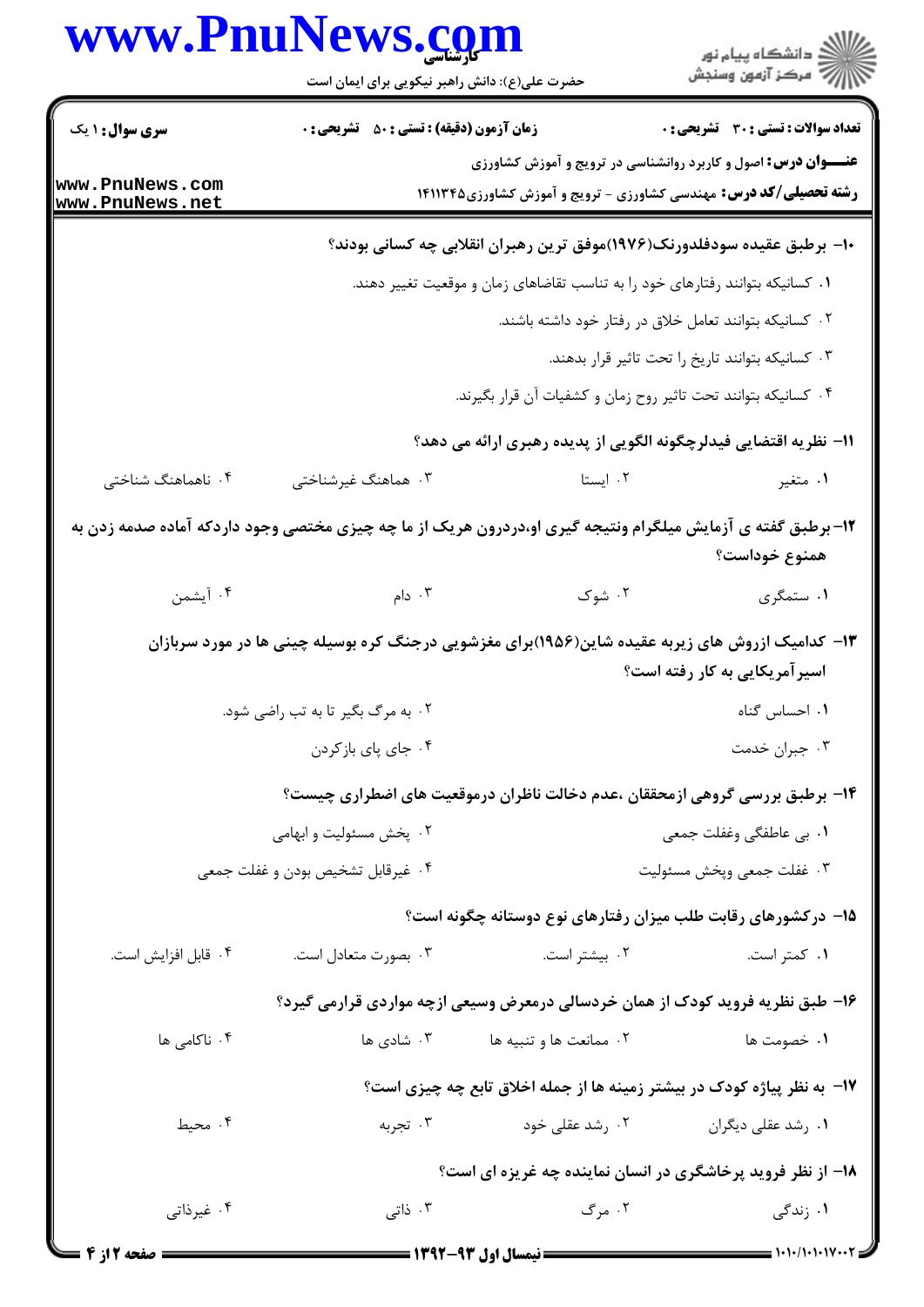**تعداد سوالات : تستی : ۳۰ تشریحی : ۰** | **زمان آزمون (دقیقه) : تستی : ۵۰ تشریحی : ۰** | **سری سوال : ۱ یک**

**عنـــوان درس :** اصول و کاربرد روانشناسی در ترویج و آموزش کشاورزی

**رشته تحصیلی/کد درس :** مهندسی کشاورزی - ترویج و آموزش کشاورزی۱۴۱۱۳۴۵

**۱۰- برطبق عقیده سودفلدورنک(۱۹۷۶)موفق ترین رهبران انقلابی چه کسانی بودند؟**

۱. کسانیکه بتوانند رفتارهای خود را به تناسب تقاضاهای زمان و موقعیت تغییر دهند.

۲. کسانیکه بتوانند تعامل خلاق در رفتار خود داشته باشند.

۳. کسانیکه بتوانند تاریخ را تحت تاثیر قرار بدهند.

۴. کسانیکه بتوانند تحت تاثیر روح زمان و کشفیات آن قرار بگیرند.

**۱۱- نظریه اقتضایی فیدلرچگونه الگویی از پدیده رهبری ارائه می دهد؟**

۱. متغیر ۲. ایستا ۳. هماهنگ غیرشناختی ۴. ناهماهنگ شناختی

**۱۲- برطبق گفته ی آزمایش میلگرام ونتیجه گیری او،دردرون هریک از ما چه چیزی مختصی وجود داردکه آماده صدمه زدن به همنوع خوداست؟**

۱. ستمگری ۲. شوک ۳. دام ۴. آیشمن

**۱۳- کدامیک ازروش های زیربه عقیده شاین(۱۹۵۶)برای مغزشویی درجنگ کره بوسیله چینی ها در مورد سربازان اسیرآمریکایی به کار رفته است؟**

۱. احساس گناه ۲. به مرگ بگیر تا به تب راضی شود.

۳. جبران خدمت ۴. جای پای بازکردن

**۱۴- برطبق بررسی گروهی ازمحققان ،عدم دخالت ناظران درموقعیت های اضطراری چیست؟**

۱. بی عاطفگی وغفلت جمعی ۲. پخش مسئولیت و ابهامی

۳. غفلت جمعی وپخش مسئولیت ۴. غیرقابل تشخیص بودن و غفلت جمعی

**۱۵- درکشورهای رقابت طلب میزان رفتارهای نوع دوستانه چگونه است؟**

۱. کمتر است. ۲. بیشتر است. ۳. بصورت متعادل است. ۴. قابل افزایش است.

**۱۶- طبق نظریه فروید کودک از همان خردسالی درمعرض وسیعی ازچه مواردی قرارمی گیرد؟**

۱. خصومت ها ۲. ممانعت ها و تنبیه ها ۳. شادی ها ۴. ناکامی ها

**۱۷- به نظر پیاژه کودک در بیشتر زمینه ها از جمله اخلاق تابع چه چیزی است؟**

۱. رشد عقلی دیگران ۲. رشد عقلی خود ۳. تجربه ۴. محیط

**۱۸- از نظر فروید پرخاشگری در انسان نماینده چه غریزه ای است؟**

۱. زندگی ۲. مرگ ۳. ذاتی ۴. غیرذاتی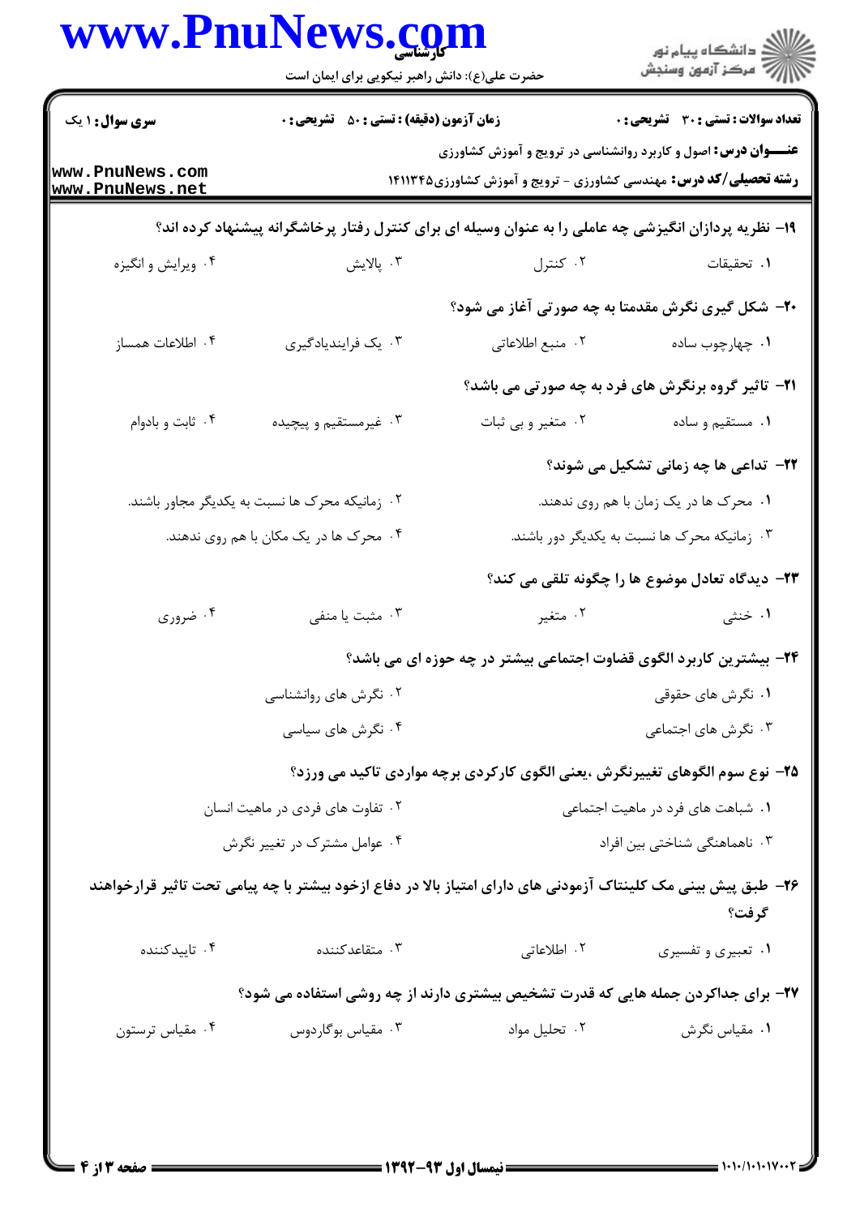**سری سوال:** ۱ یک

**زمان آزمون (دقیقه) : تستی : ۵۰ تشریحی : ۰**

**تعداد سوالات : تستی : ۳۰ تشریحی : ۰**

**عنـــوان درس:** اصول و کاربرد روانشناسی در ترویج و آموزش کشاورزی

**رشته تحصیلی/کد درس:** مهندسی کشاورزی - ترویج و آموزش کشاورزی۱۴۱۱۳۴۵

**۱۹- نظریه پردازان انگیزشی چه عاملی را به عنوان وسیله ای برای کنترل رفتار پرخاشگرانه پیشنهاد کرده اند؟**

۱. تحقیقات
۲. کنترل
۳. پالایش
۴. ویرایش و انگیزه

**۲۰- شکل گیری نگرش مقدمتا به چه صورتی آغاز می شود؟**

۱. چهارچوب ساده
۲. منبع اطلاعاتی
۳. یک فرایندیادگیری
۴. اطلاعات همساز

**۲۱- تاثیر گروه برنگرش های فرد به چه صورتی می باشد؟**

۱. مستقیم و ساده
۲. متغیر و بی ثبات
۳. غیرمستقیم و پیچیده
۴. ثابت و بادوام

**۲۲- تداعی ها چه زمانی تشکیل می شوند؟**

۱. محرک ها در یک زمان با هم روی ندهند.
۲. زمانیکه محرک ها نسبت به یکدیگر مجاور باشند.
۳. زمانیکه محرک ها نسبت به یکدیگر دور باشند.
۴. محرک ها در یک مکان با هم روی ندهند.

**۲۳- دیدگاه تعادل موضوع ها را چگونه تلقی می کند؟**

۱. خنثی
۲. متغیر
۳. مثبت یا منفی
۴. ضروری

**۲۴- بیشترین کاربرد الگوی قضاوت اجتماعی بیشتر در چه حوزه ای می باشد؟**

۱. نگرش های حقوقی
۲. نگرش های روانشناسی
۳. نگرش های اجتماعی
۴. نگرش های سیاسی

**۲۵- نوع سوم الگوهای تغییرنگرش ،یعنی الگوی کارکردی برچه مواردی تاکید می ورزد؟**

۱. شباهت های فرد در ماهیت اجتماعی
۲. تفاوت های فردی در ماهیت انسان
۳. ناهماهنگی شناختی بین افراد
۴. عوامل مشترک در تغییر نگرش

**۲۶- طبق پیش بینی مک کلینتاک آزمودنی های دارای امتیاز بالا در دفاع ازخود بیشتر با چه پیامی تحت تاثیر قرارخواهند گرفت؟**

۱. تعبیری و تفسیری
۲. اطلاعاتی
۳. متقاعدکننده
۴. تاییدکننده

**۲۷- برای جداکردن جمله هایی که قدرت تشخیص بیشتری دارند از چه روشی استفاده می شود؟**

۱. مقیاس نگرش
۲. تحلیل مواد
۳. مقیاس بوگاردوس
۴. مقیاس ترستون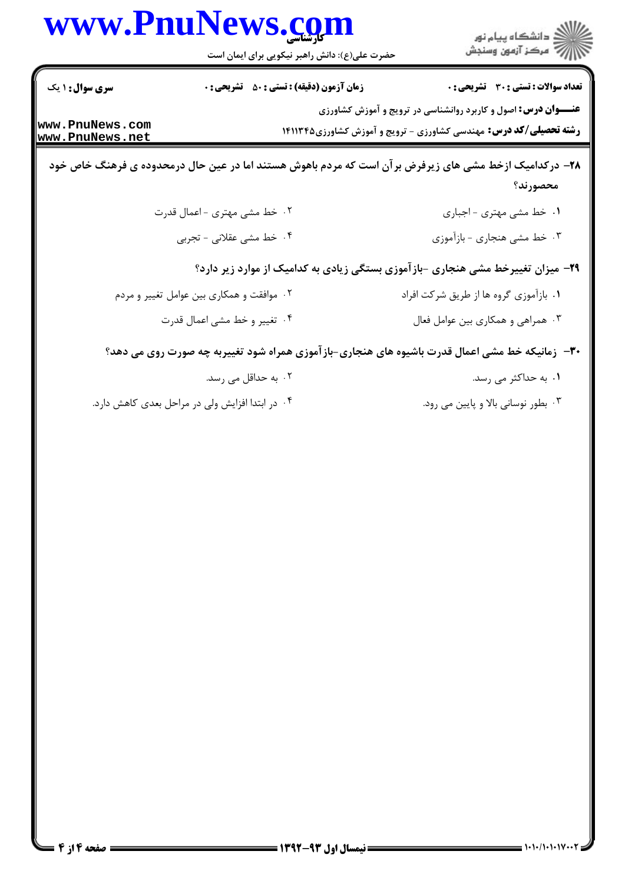**۲۸- درکدامیک ازخط مشی های زیرفرض برآن است که مردم باهوش هستند اما در عین حال درمحدوده ی فرهنگ خاص خود محصورند؟**

۱. خط مشی مهتری - اجباری

۲. خط مشی مهتری - اعمال قدرت

۳. خط مشی هنجاری - بازآموزی

۴. خط مشی عقلانی - تجربی

**۲۹- میزان تغییرخط مشی هنجاری -بازآموزی بستگی زیادی به کدامیک از موارد زیر دارد؟**

۱. بازآموزی گروه ها از طریق شرکت افراد

۲. موافقت و همکاری بین عوامل تغییر و مردم

۳. همراهی و همکاری بین عوامل فعال

۴. تغییر و خط مشی اعمال قدرت

**۳۰- زمانیکه خط مشی اعمال قدرت باشیوه های هنجاری-بازآموزی همراه شود تغییربه چه صورت روی می دهد؟**

۱. به حداکثر می رسد.

۲. به حداقل می رسد.

۳. بطور نوسانی بالا و پایین می رود.

۴. در ابتدا افزایش ولی در مراحل بعدی کاهش دارد.